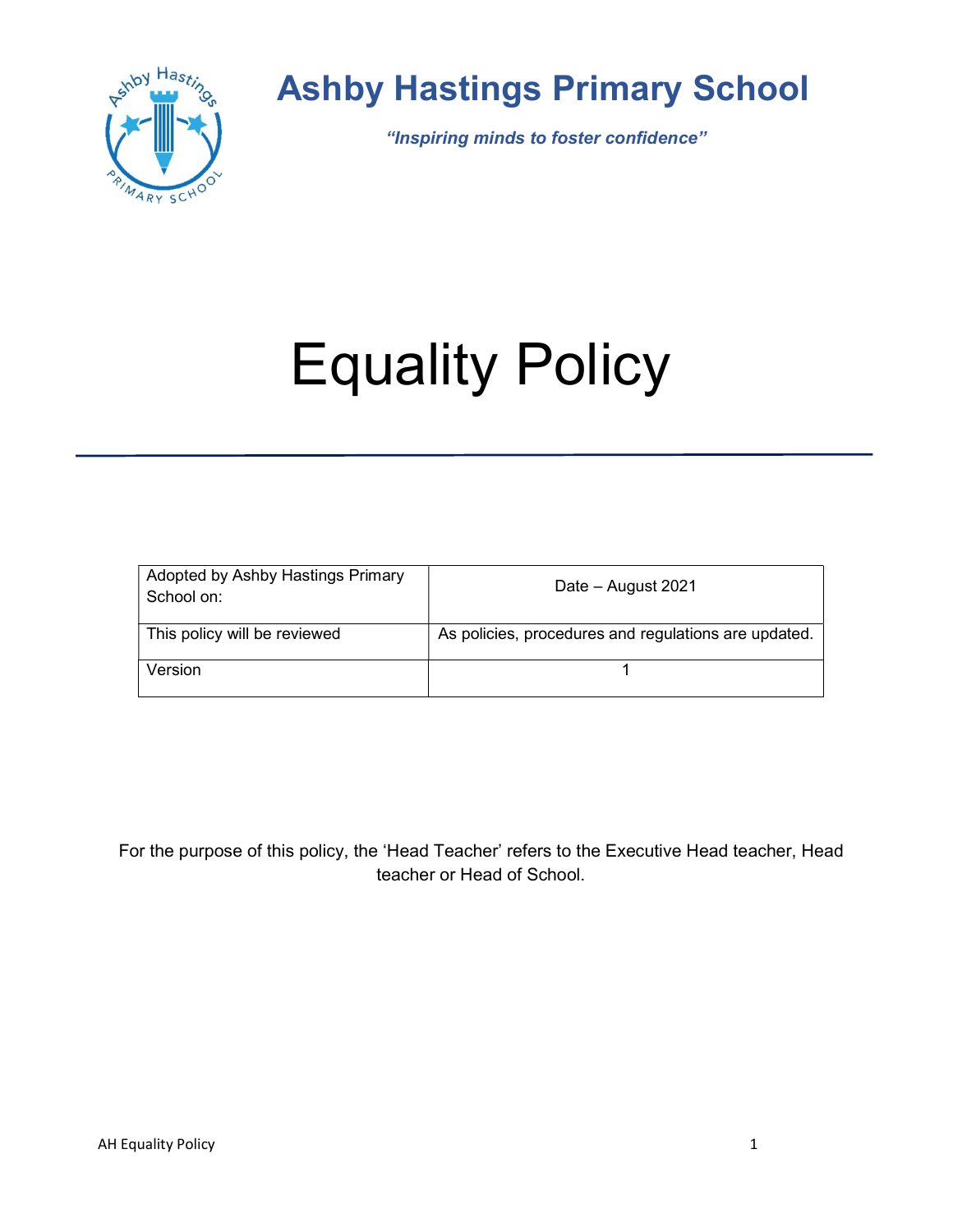# Ashby Hastings Primary School

***"Inspiring minds to foster confidence"***

# Equality Policy

| Adopted by Ashby Hastings Primary School on: | Date – August 2021 |
|---|---|
| This policy will be reviewed | As policies, procedures and regulations are updated. |
| Version | 1 |

For the purpose of this policy, the 'Head Teacher' refers to the Executive Head teacher, Head teacher or Head of School.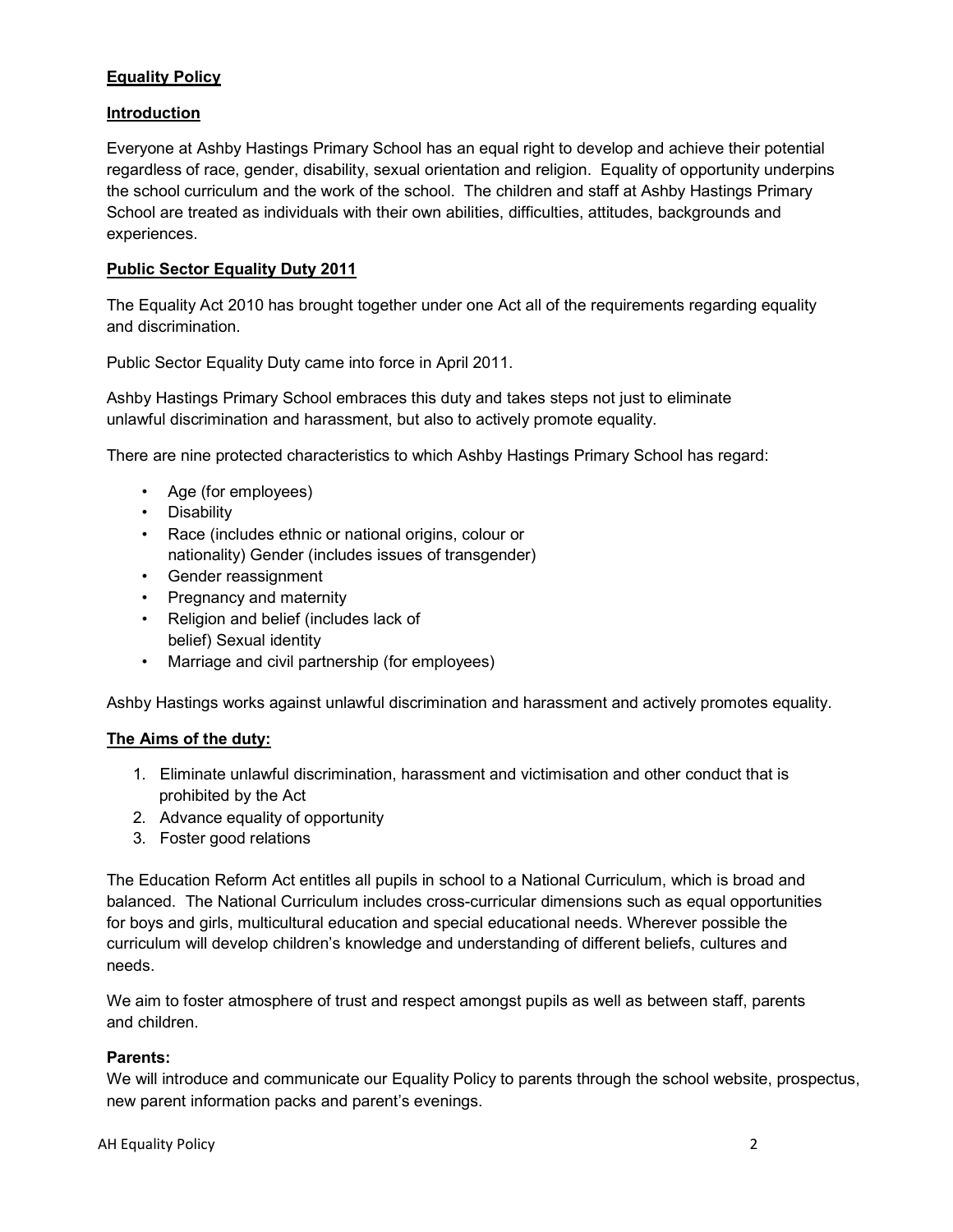**Equality Policy**

**Introduction**

Everyone at Ashby Hastings Primary School has an equal right to develop and achieve their potential regardless of race, gender, disability, sexual orientation and religion. Equality of opportunity underpins the school curriculum and the work of the school. The children and staff at Ashby Hastings Primary School are treated as individuals with their own abilities, difficulties, attitudes, backgrounds and experiences.

**Public Sector Equality Duty 2011**

The Equality Act 2010 has brought together under one Act all of the requirements regarding equality and discrimination.

Public Sector Equality Duty came into force in April 2011.

Ashby Hastings Primary School embraces this duty and takes steps not just to eliminate unlawful discrimination and harassment, but also to actively promote equality.

There are nine protected characteristics to which Ashby Hastings Primary School has regard:

- Age (for employees)
- Disability
- Race (includes ethnic or national origins, colour or nationality) Gender (includes issues of transgender)
- Gender reassignment
- Pregnancy and maternity
- Religion and belief (includes lack of belief) Sexual identity
- Marriage and civil partnership (for employees)

Ashby Hastings works against unlawful discrimination and harassment and actively promotes equality.

**The Aims of the duty:**

1. Eliminate unlawful discrimination, harassment and victimisation and other conduct that is prohibited by the Act
2. Advance equality of opportunity
3. Foster good relations

The Education Reform Act entitles all pupils in school to a National Curriculum, which is broad and balanced. The National Curriculum includes cross-curricular dimensions such as equal opportunities for boys and girls, multicultural education and special educational needs. Wherever possible the curriculum will develop children's knowledge and understanding of different beliefs, cultures and needs.

We aim to foster atmosphere of trust and respect amongst pupils as well as between staff, parents and children.

**Parents:**
We will introduce and communicate our Equality Policy to parents through the school website, prospectus, new parent information packs and parent's evenings.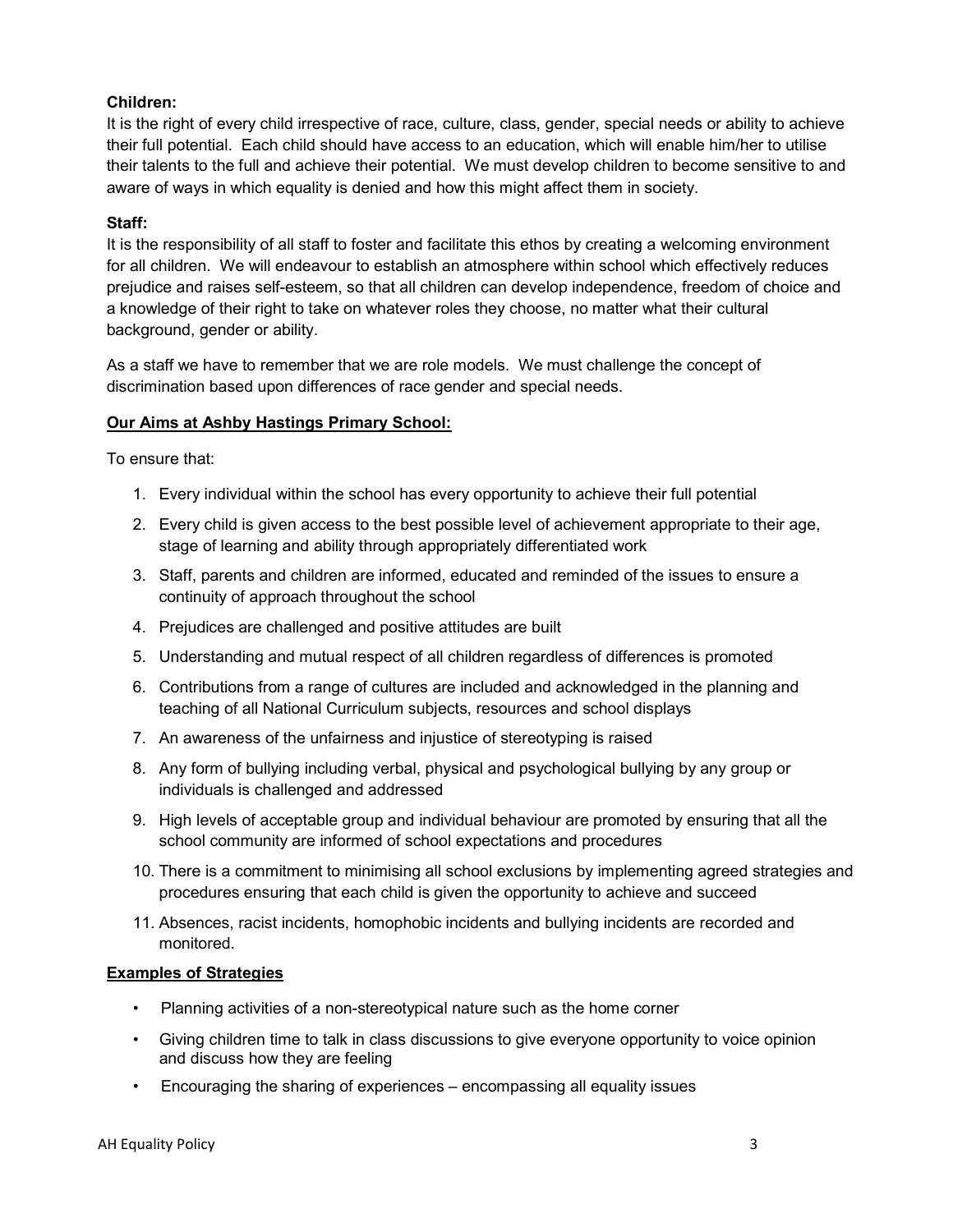**Children:**
It is the right of every child irrespective of race, culture, class, gender, special needs or ability to achieve their full potential. Each child should have access to an education, which will enable him/her to utilise their talents to the full and achieve their potential. We must develop children to become sensitive to and aware of ways in which equality is denied and how this might affect them in society.

**Staff:**
It is the responsibility of all staff to foster and facilitate this ethos by creating a welcoming environment for all children. We will endeavour to establish an atmosphere within school which effectively reduces prejudice and raises self-esteem, so that all children can develop independence, freedom of choice and a knowledge of their right to take on whatever roles they choose, no matter what their cultural background, gender or ability.

As a staff we have to remember that we are role models. We must challenge the concept of discrimination based upon differences of race gender and special needs.

**Our Aims at Ashby Hastings Primary School:**

To ensure that:

1. Every individual within the school has every opportunity to achieve their full potential
2. Every child is given access to the best possible level of achievement appropriate to their age, stage of learning and ability through appropriately differentiated work
3. Staff, parents and children are informed, educated and reminded of the issues to ensure a continuity of approach throughout the school
4. Prejudices are challenged and positive attitudes are built
5. Understanding and mutual respect of all children regardless of differences is promoted
6. Contributions from a range of cultures are included and acknowledged in the planning and teaching of all National Curriculum subjects, resources and school displays
7. An awareness of the unfairness and injustice of stereotyping is raised
8. Any form of bullying including verbal, physical and psychological bullying by any group or individuals is challenged and addressed
9. High levels of acceptable group and individual behaviour are promoted by ensuring that all the school community are informed of school expectations and procedures
10. There is a commitment to minimising all school exclusions by implementing agreed strategies and procedures ensuring that each child is given the opportunity to achieve and succeed
11. Absences, racist incidents, homophobic incidents and bullying incidents are recorded and monitored.

**Examples of Strategies**

- Planning activities of a non-stereotypical nature such as the home corner
- Giving children time to talk in class discussions to give everyone opportunity to voice opinion and discuss how they are feeling
- Encouraging the sharing of experiences – encompassing all equality issues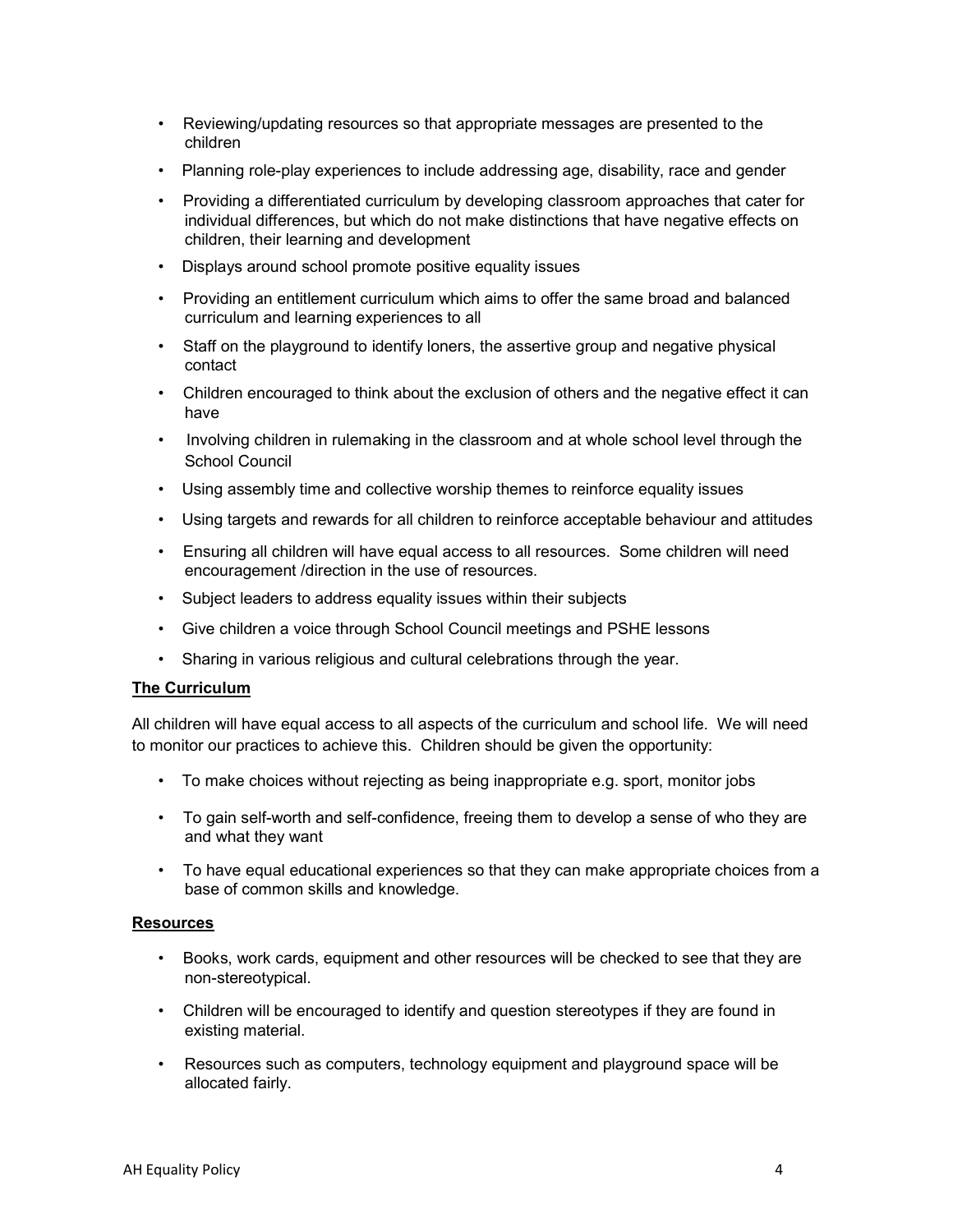- Reviewing/updating resources so that appropriate messages are presented to the children
- Planning role-play experiences to include addressing age, disability, race and gender
- Providing a differentiated curriculum by developing classroom approaches that cater for individual differences, but which do not make distinctions that have negative effects on children, their learning and development
- Displays around school promote positive equality issues
- Providing an entitlement curriculum which aims to offer the same broad and balanced curriculum and learning experiences to all
- Staff on the playground to identify loners, the assertive group and negative physical contact
- Children encouraged to think about the exclusion of others and the negative effect it can have
- Involving children in rulemaking in the classroom and at whole school level through the School Council
- Using assembly time and collective worship themes to reinforce equality issues
- Using targets and rewards for all children to reinforce acceptable behaviour and attitudes
- Ensuring all children will have equal access to all resources. Some children will need encouragement /direction in the use of resources.
- Subject leaders to address equality issues within their subjects
- Give children a voice through School Council meetings and PSHE lessons
- Sharing in various religious and cultural celebrations through the year.

**The Curriculum**

All children will have equal access to all aspects of the curriculum and school life. We will need to monitor our practices to achieve this. Children should be given the opportunity:

- To make choices without rejecting as being inappropriate e.g. sport, monitor jobs
- To gain self-worth and self-confidence, freeing them to develop a sense of who they are and what they want
- To have equal educational experiences so that they can make appropriate choices from a base of common skills and knowledge.

**Resources**

- Books, work cards, equipment and other resources will be checked to see that they are non-stereotypical.
- Children will be encouraged to identify and question stereotypes if they are found in existing material.
- Resources such as computers, technology equipment and playground space will be allocated fairly.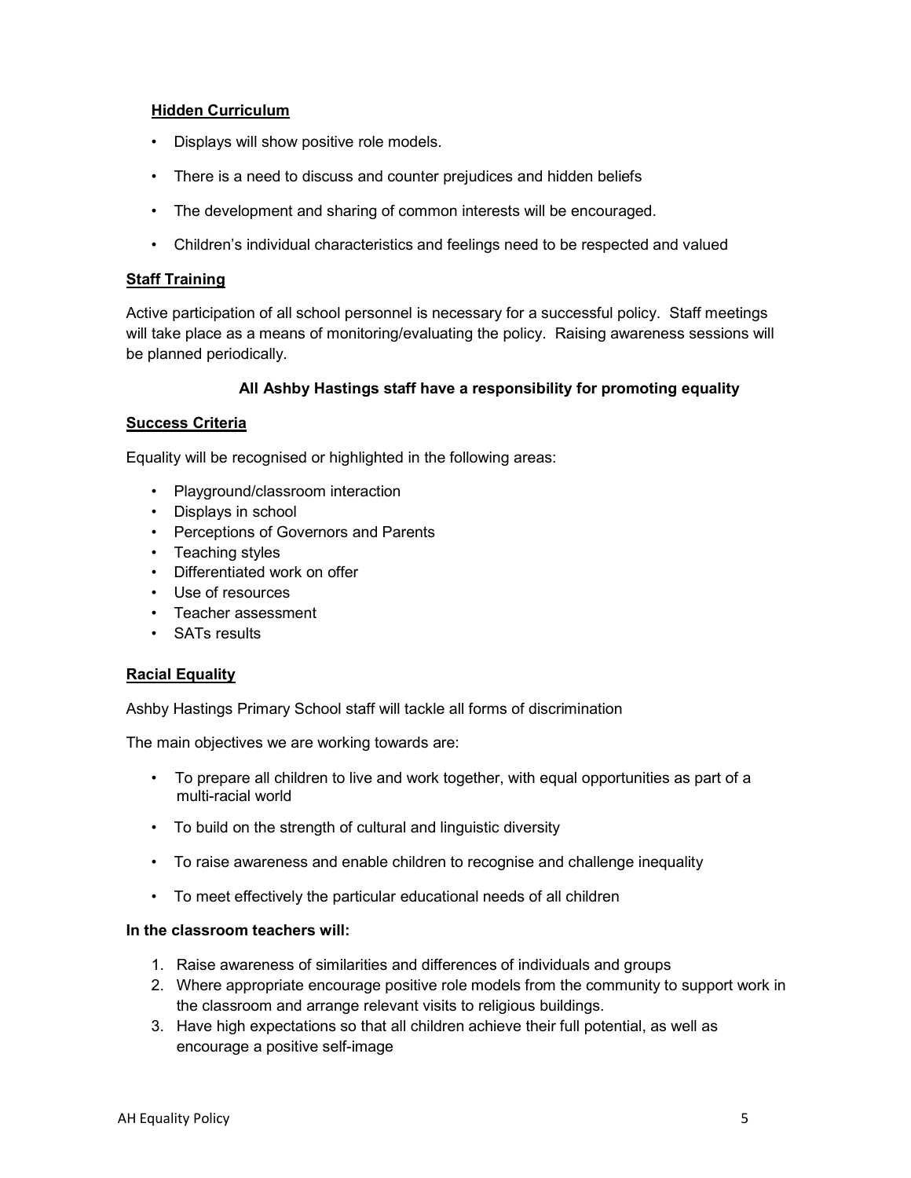### **Hidden Curriculum**

- Displays will show positive role models.
- There is a need to discuss and counter prejudices and hidden beliefs
- The development and sharing of common interests will be encouraged.
- Children's individual characteristics and feelings need to be respected and valued

### **Staff Training**

Active participation of all school personnel is necessary for a successful policy. Staff meetings will take place as a means of monitoring/evaluating the policy. Raising awareness sessions will be planned periodically.

**All Ashby Hastings staff have a responsibility for promoting equality**

### **Success Criteria**

Equality will be recognised or highlighted in the following areas:

- Playground/classroom interaction
- Displays in school
- Perceptions of Governors and Parents
- Teaching styles
- Differentiated work on offer
- Use of resources
- Teacher assessment
- SATs results

### **Racial Equality**

Ashby Hastings Primary School staff will tackle all forms of discrimination

The main objectives we are working towards are:

- To prepare all children to live and work together, with equal opportunities as part of a multi-racial world
- To build on the strength of cultural and linguistic diversity
- To raise awareness and enable children to recognise and challenge inequality
- To meet effectively the particular educational needs of all children

**In the classroom teachers will:**

1. Raise awareness of similarities and differences of individuals and groups
2. Where appropriate encourage positive role models from the community to support work in the classroom and arrange relevant visits to religious buildings.
3. Have high expectations so that all children achieve their full potential, as well as encourage a positive self-image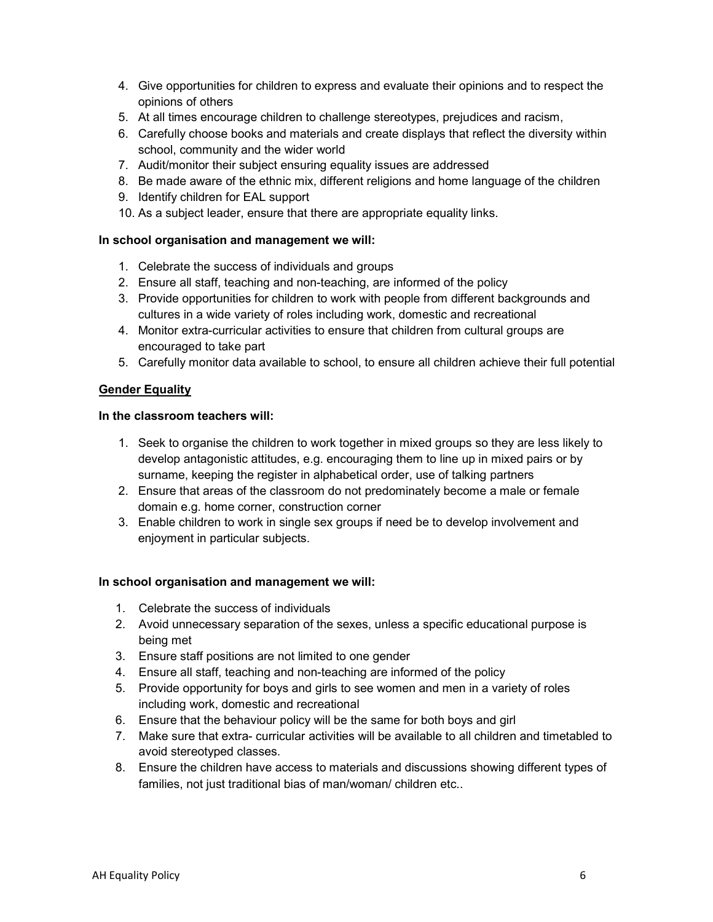4. Give opportunities for children to express and evaluate their opinions and to respect the opinions of others
5. At all times encourage children to challenge stereotypes, prejudices and racism,
6. Carefully choose books and materials and create displays that reflect the diversity within school, community and the wider world
7. Audit/monitor their subject ensuring equality issues are addressed
8. Be made aware of the ethnic mix, different religions and home language of the children
9. Identify children for EAL support
10. As a subject leader, ensure that there are appropriate equality links.

**In school organisation and management we will:**

1. Celebrate the success of individuals and groups
2. Ensure all staff, teaching and non-teaching, are informed of the policy
3. Provide opportunities for children to work with people from different backgrounds and cultures in a wide variety of roles including work, domestic and recreational
4. Monitor extra-curricular activities to ensure that children from cultural groups are encouraged to take part
5. Carefully monitor data available to school, to ensure all children achieve their full potential

**<u>Gender Equality</u>**

**In the classroom teachers will:**

1. Seek to organise the children to work together in mixed groups so they are less likely to develop antagonistic attitudes, e.g. encouraging them to line up in mixed pairs or by surname, keeping the register in alphabetical order, use of talking partners
2. Ensure that areas of the classroom do not predominately become a male or female domain e.g. home corner, construction corner
3. Enable children to work in single sex groups if need be to develop involvement and enjoyment in particular subjects.

**In school organisation and management we will:**

1. Celebrate the success of individuals
2. Avoid unnecessary separation of the sexes, unless a specific educational purpose is being met
3. Ensure staff positions are not limited to one gender
4. Ensure all staff, teaching and non-teaching are informed of the policy
5. Provide opportunity for boys and girls to see women and men in a variety of roles including work, domestic and recreational
6. Ensure that the behaviour policy will be the same for both boys and girl
7. Make sure that extra- curricular activities will be available to all children and timetabled to avoid stereotyped classes.
8. Ensure the children have access to materials and discussions showing different types of families, not just traditional bias of man/woman/ children etc..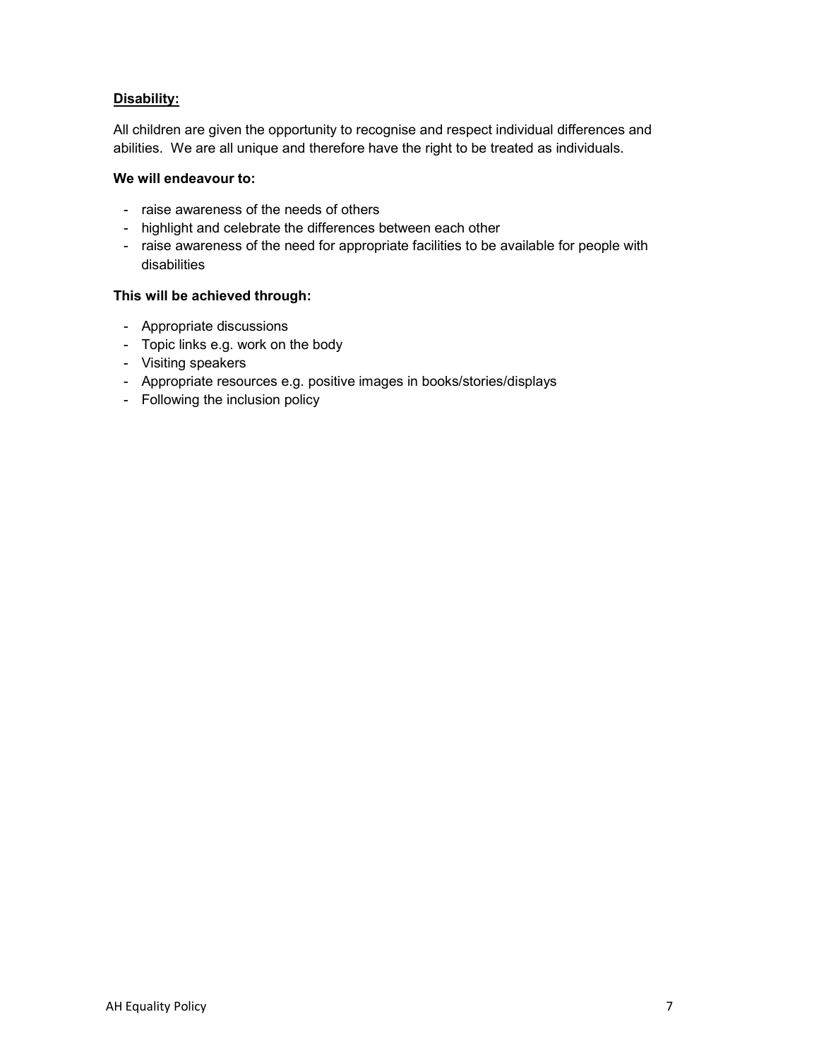**Disability:**

All children are given the opportunity to recognise and respect individual differences and abilities. We are all unique and therefore have the right to be treated as individuals.

**We will endeavour to:**

- raise awareness of the needs of others
- highlight and celebrate the differences between each other
- raise awareness of the need for appropriate facilities to be available for people with disabilities

**This will be achieved through:**

- Appropriate discussions
- Topic links e.g. work on the body
- Visiting speakers
- Appropriate resources e.g. positive images in books/stories/displays
- Following the inclusion policy